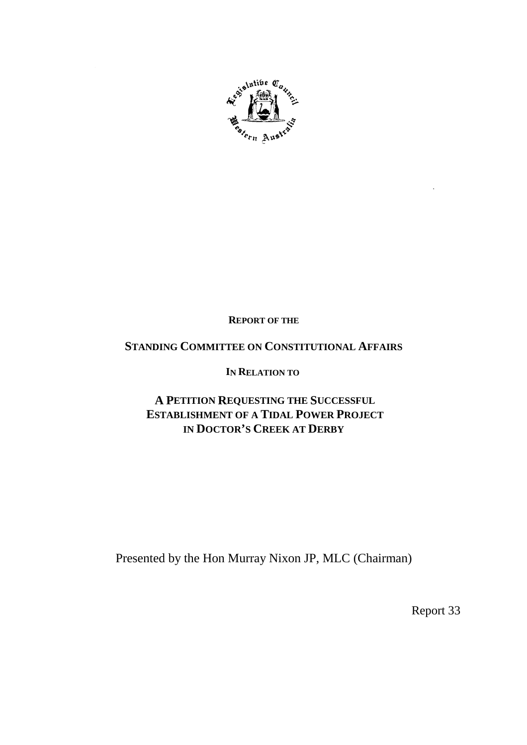**REPORT OF THE**

**STANDING COMMITTEE ON CONSTITUTIONAL AFFAIRS**

**IN RELATION TO**

# A PETITION REQUESTING THE SUCCESSFUL ESTABLISHMENT OF A TIDAL POWER PROJECT IN DOCTOR'S CREEK AT DERBY

Presented by the Hon Murray Nixon JP, MLC (Chairman)

Report 33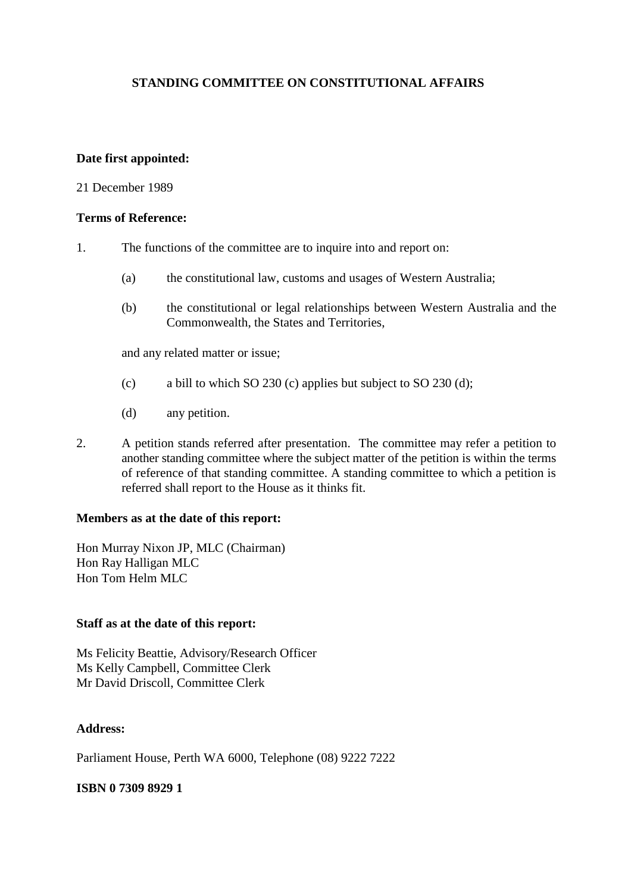# STANDING COMMITTEE ON CONSTITUTIONAL AFFAIRS

**Date first appointed:**

21 December 1989

**Terms of Reference:**

1. The functions of the committee are to inquire into and report on:

   (a) the constitutional law, customs and usages of Western Australia;

   (b) the constitutional or legal relationships between Western Australia and the Commonwealth, the States and Territories,

   and any related matter or issue;

   (c) a bill to which SO 230 (c) applies but subject to SO 230 (d);

   (d) any petition.

2. A petition stands referred after presentation. The committee may refer a petition to another standing committee where the subject matter of the petition is within the terms of reference of that standing committee. A standing committee to which a petition is referred shall report to the House as it thinks fit.

**Members as at the date of this report:**

Hon Murray Nixon JP, MLC (Chairman)
Hon Ray Halligan MLC
Hon Tom Helm MLC

**Staff as at the date of this report:**

Ms Felicity Beattie, Advisory/Research Officer
Ms Kelly Campbell, Committee Clerk
Mr David Driscoll, Committee Clerk

**Address:**

Parliament House, Perth WA 6000, Telephone (08) 9222 7222

**ISBN 0 7309 8929 1**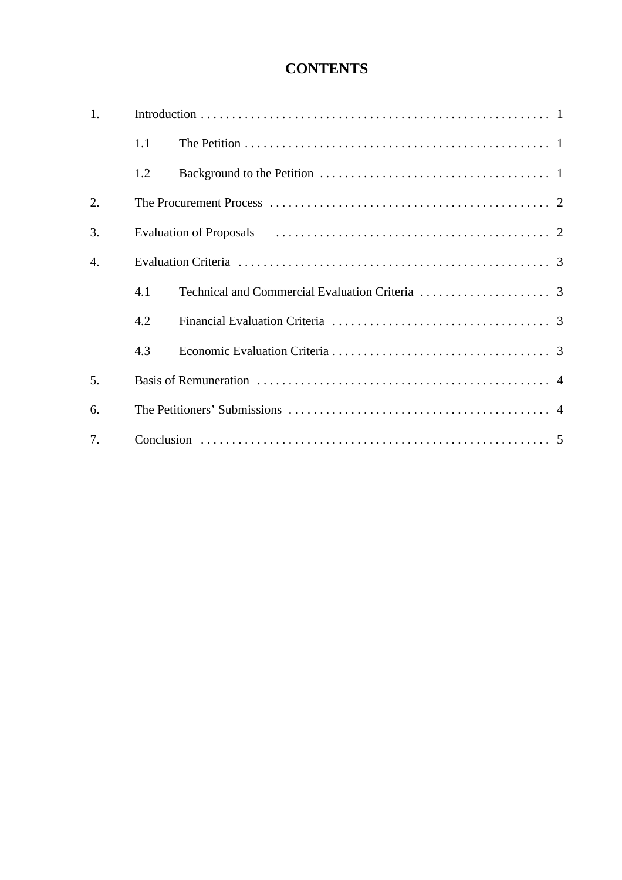# CONTENTS

1. Introduction . . . . . . . . . . . . . . . . . . . . . . . . . . . . . . . . . . . . . . . . . . . . . . . . . . . . . . . 1
   - 1.1 The Petition . . . . . . . . . . . . . . . . . . . . . . . . . . . . . . . . . . . . . . . . . . . . . . . . . 1
   - 1.2 Background to the Petition . . . . . . . . . . . . . . . . . . . . . . . . . . . . . . . . . . . . . 1
2. The Procurement Process . . . . . . . . . . . . . . . . . . . . . . . . . . . . . . . . . . . . . . . . . . . . . 2
3. Evaluation of Proposals . . . . . . . . . . . . . . . . . . . . . . . . . . . . . . . . . . . . . . . . . . . . 2
4. Evaluation Criteria . . . . . . . . . . . . . . . . . . . . . . . . . . . . . . . . . . . . . . . . . . . . . . . . . . 3
   - 4.1 Technical and Commercial Evaluation Criteria . . . . . . . . . . . . . . . . . . . . . 3
   - 4.2 Financial Evaluation Criteria . . . . . . . . . . . . . . . . . . . . . . . . . . . . . . . . . . . 3
   - 4.3 Economic Evaluation Criteria . . . . . . . . . . . . . . . . . . . . . . . . . . . . . . . . . . . 3
5. Basis of Remuneration . . . . . . . . . . . . . . . . . . . . . . . . . . . . . . . . . . . . . . . . . . . . . . . 4
6. The Petitioners' Submissions . . . . . . . . . . . . . . . . . . . . . . . . . . . . . . . . . . . . . . . . . . 4
7. Conclusion . . . . . . . . . . . . . . . . . . . . . . . . . . . . . . . . . . . . . . . . . . . . . . . . . . . . . . . 5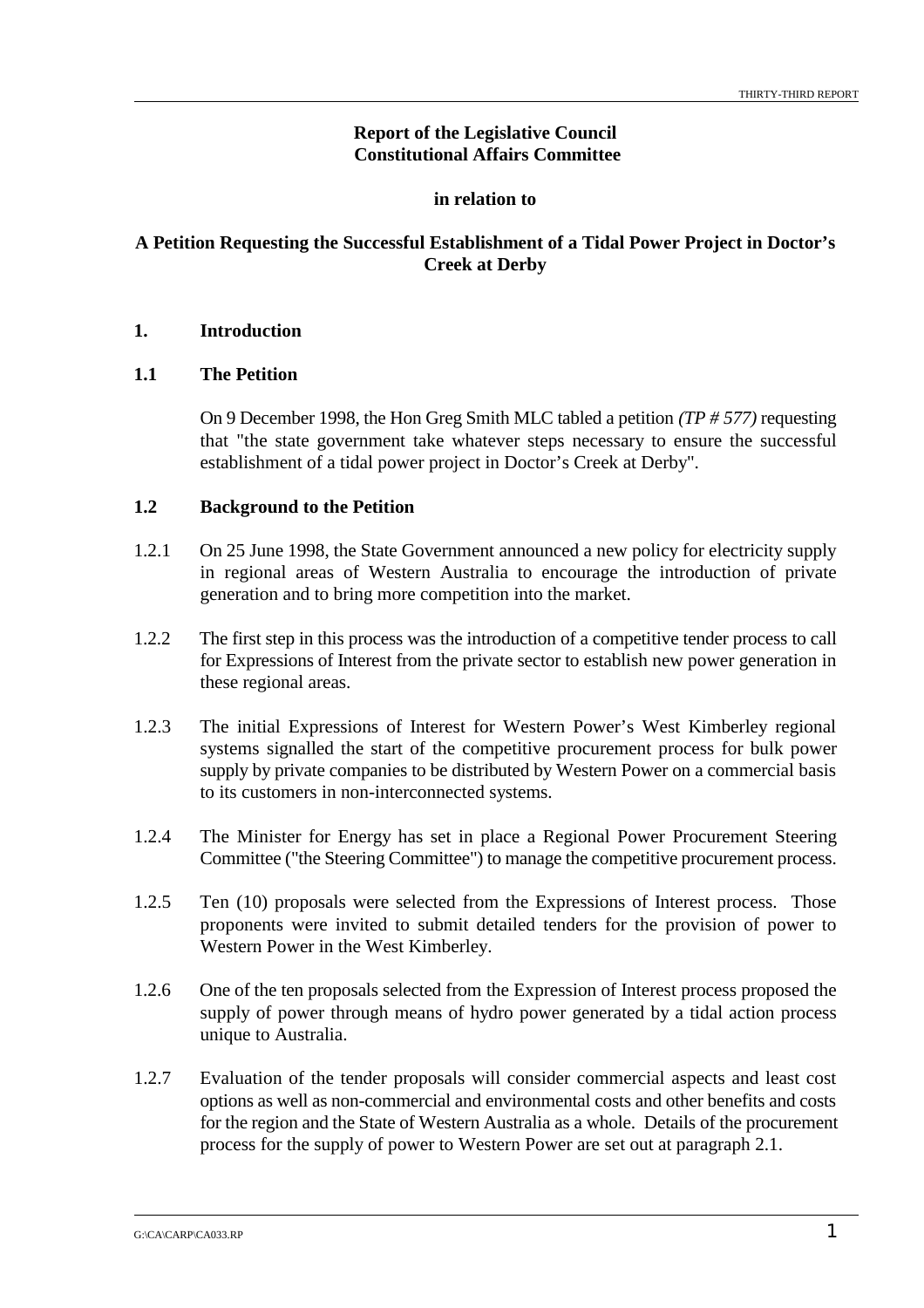**Report of the Legislative Council Constitutional Affairs Committee**

**in relation to**

**A Petition Requesting the Successful Establishment of a Tidal Power Project in Doctor's Creek at Derby**

## 1. Introduction

### 1.1 The Petition

On 9 December 1998, the Hon Greg Smith MLC tabled a petition *(TP # 577)* requesting that "the state government take whatever steps necessary to ensure the successful establishment of a tidal power project in Doctor's Creek at Derby".

### 1.2 Background to the Petition

1.2.1 On 25 June 1998, the State Government announced a new policy for electricity supply in regional areas of Western Australia to encourage the introduction of private generation and to bring more competition into the market.

1.2.2 The first step in this process was the introduction of a competitive tender process to call for Expressions of Interest from the private sector to establish new power generation in these regional areas.

1.2.3 The initial Expressions of Interest for Western Power's West Kimberley regional systems signalled the start of the competitive procurement process for bulk power supply by private companies to be distributed by Western Power on a commercial basis to its customers in non-interconnected systems.

1.2.4 The Minister for Energy has set in place a Regional Power Procurement Steering Committee ("the Steering Committee") to manage the competitive procurement process.

1.2.5 Ten (10) proposals were selected from the Expressions of Interest process. Those proponents were invited to submit detailed tenders for the provision of power to Western Power in the West Kimberley.

1.2.6 One of the ten proposals selected from the Expression of Interest process proposed the supply of power through means of hydro power generated by a tidal action process unique to Australia.

1.2.7 Evaluation of the tender proposals will consider commercial aspects and least cost options as well as non-commercial and environmental costs and other benefits and costs for the region and the State of Western Australia as a whole. Details of the procurement process for the supply of power to Western Power are set out at paragraph 2.1.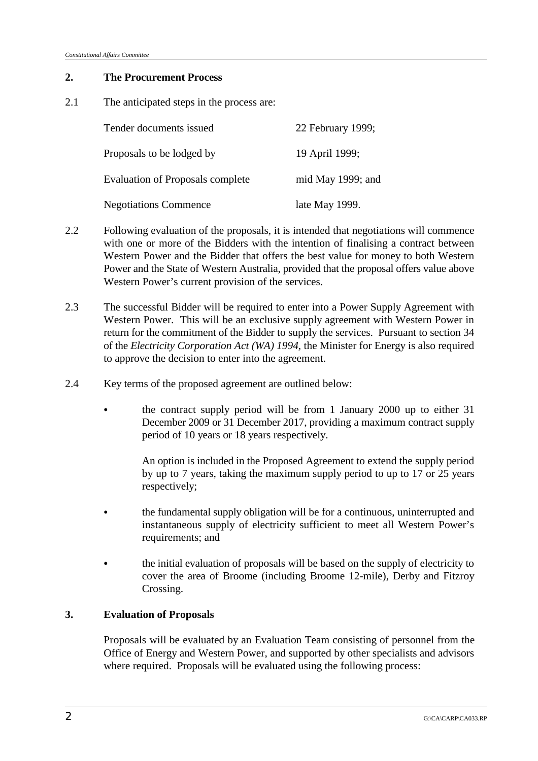## 2. The Procurement Process

2.1 The anticipated steps in the process are:

| | |
|---|---|
| Tender documents issued | 22 February 1999; |
| Proposals to be lodged by | 19 April 1999; |
| Evaluation of Proposals complete | mid May 1999; and |
| Negotiations Commence | late May 1999. |

2.2 Following evaluation of the proposals, it is intended that negotiations will commence with one or more of the Bidders with the intention of finalising a contract between Western Power and the Bidder that offers the best value for money to both Western Power and the State of Western Australia, provided that the proposal offers value above Western Power's current provision of the services.

2.3 The successful Bidder will be required to enter into a Power Supply Agreement with Western Power. This will be an exclusive supply agreement with Western Power in return for the commitment of the Bidder to supply the services. Pursuant to section 34 of the *Electricity Corporation Act (WA) 1994*, the Minister for Energy is also required to approve the decision to enter into the agreement.

2.4 Key terms of the proposed agreement are outlined below:

- the contract supply period will be from 1 January 2000 up to either 31 December 2009 or 31 December 2017, providing a maximum contract supply period of 10 years or 18 years respectively.

  An option is included in the Proposed Agreement to extend the supply period by up to 7 years, taking the maximum supply period to up to 17 or 25 years respectively;

- the fundamental supply obligation will be for a continuous, uninterrupted and instantaneous supply of electricity sufficient to meet all Western Power's requirements; and

- the initial evaluation of proposals will be based on the supply of electricity to cover the area of Broome (including Broome 12-mile), Derby and Fitzroy Crossing.

## 3. Evaluation of Proposals

Proposals will be evaluated by an Evaluation Team consisting of personnel from the Office of Energy and Western Power, and supported by other specialists and advisors where required. Proposals will be evaluated using the following process: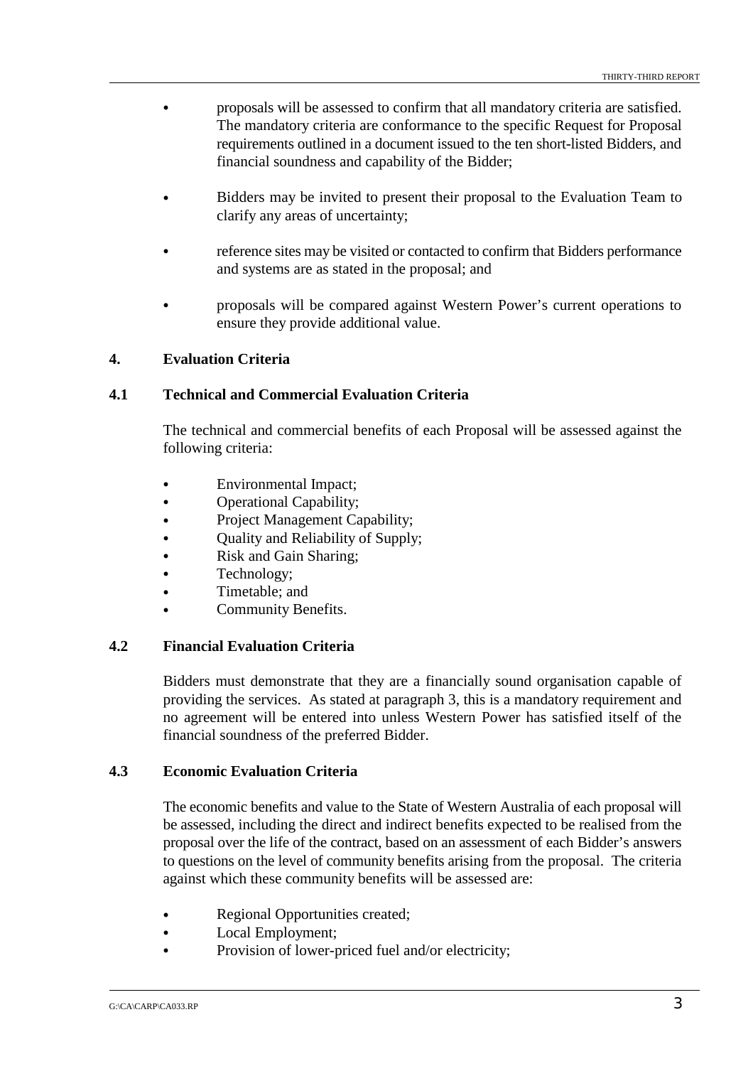- proposals will be assessed to confirm that all mandatory criteria are satisfied. The mandatory criteria are conformance to the specific Request for Proposal requirements outlined in a document issued to the ten short-listed Bidders, and financial soundness and capability of the Bidder;

- Bidders may be invited to present their proposal to the Evaluation Team to clarify any areas of uncertainty;

- reference sites may be visited or contacted to confirm that Bidders performance and systems are as stated in the proposal; and

- proposals will be compared against Western Power's current operations to ensure they provide additional value.

## 4. Evaluation Criteria

### 4.1 Technical and Commercial Evaluation Criteria

The technical and commercial benefits of each Proposal will be assessed against the following criteria:

- Environmental Impact;
- Operational Capability;
- Project Management Capability;
- Quality and Reliability of Supply;
- Risk and Gain Sharing;
- Technology;
- Timetable; and
- Community Benefits.

### 4.2 Financial Evaluation Criteria

Bidders must demonstrate that they are a financially sound organisation capable of providing the services. As stated at paragraph 3, this is a mandatory requirement and no agreement will be entered into unless Western Power has satisfied itself of the financial soundness of the preferred Bidder.

### 4.3 Economic Evaluation Criteria

The economic benefits and value to the State of Western Australia of each proposal will be assessed, including the direct and indirect benefits expected to be realised from the proposal over the life of the contract, based on an assessment of each Bidder's answers to questions on the level of community benefits arising from the proposal. The criteria against which these community benefits will be assessed are:

- Regional Opportunities created;
- Local Employment;
- Provision of lower-priced fuel and/or electricity;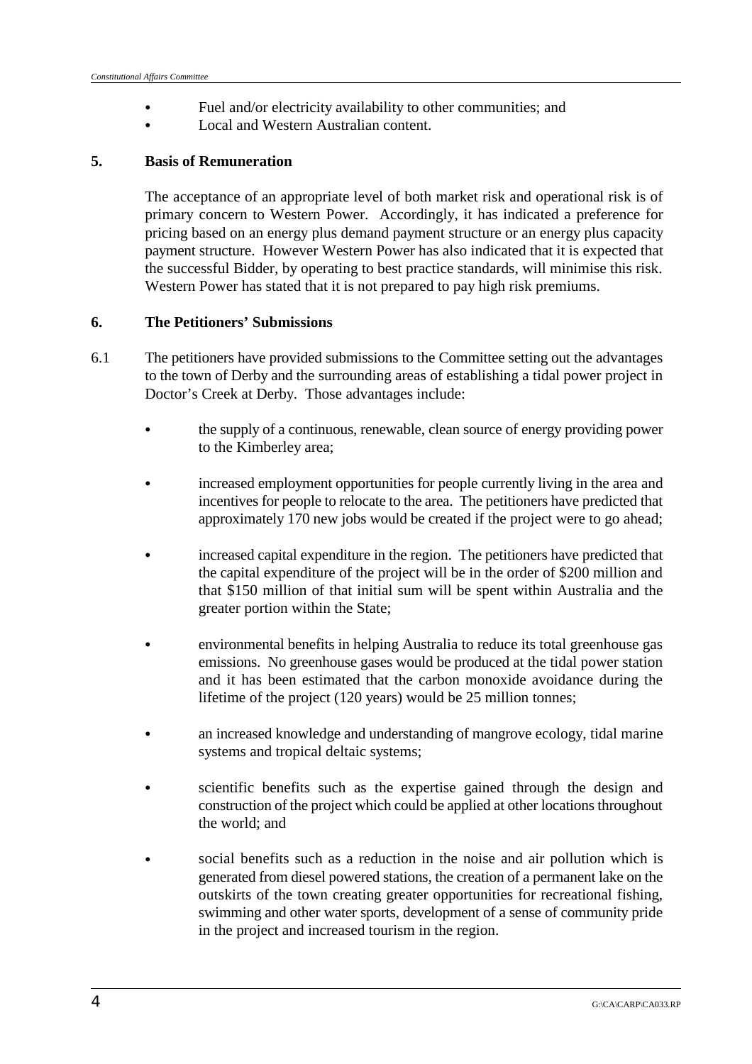- Fuel and/or electricity availability to other communities; and
- Local and Western Australian content.

## 5. Basis of Remuneration

The acceptance of an appropriate level of both market risk and operational risk is of primary concern to Western Power. Accordingly, it has indicated a preference for pricing based on an energy plus demand payment structure or an energy plus capacity payment structure. However Western Power has also indicated that it is expected that the successful Bidder, by operating to best practice standards, will minimise this risk. Western Power has stated that it is not prepared to pay high risk premiums.

## 6. The Petitioners' Submissions

6.1 The petitioners have provided submissions to the Committee setting out the advantages to the town of Derby and the surrounding areas of establishing a tidal power project in Doctor's Creek at Derby. Those advantages include:

- the supply of a continuous, renewable, clean source of energy providing power to the Kimberley area;

- increased employment opportunities for people currently living in the area and incentives for people to relocate to the area. The petitioners have predicted that approximately 170 new jobs would be created if the project were to go ahead;

- increased capital expenditure in the region. The petitioners have predicted that the capital expenditure of the project will be in the order of $200 million and that $150 million of that initial sum will be spent within Australia and the greater portion within the State;

- environmental benefits in helping Australia to reduce its total greenhouse gas emissions. No greenhouse gases would be produced at the tidal power station and it has been estimated that the carbon monoxide avoidance during the lifetime of the project (120 years) would be 25 million tonnes;

- an increased knowledge and understanding of mangrove ecology, tidal marine systems and tropical deltaic systems;

- scientific benefits such as the expertise gained through the design and construction of the project which could be applied at other locations throughout the world; and

- social benefits such as a reduction in the noise and air pollution which is generated from diesel powered stations, the creation of a permanent lake on the outskirts of the town creating greater opportunities for recreational fishing, swimming and other water sports, development of a sense of community pride in the project and increased tourism in the region.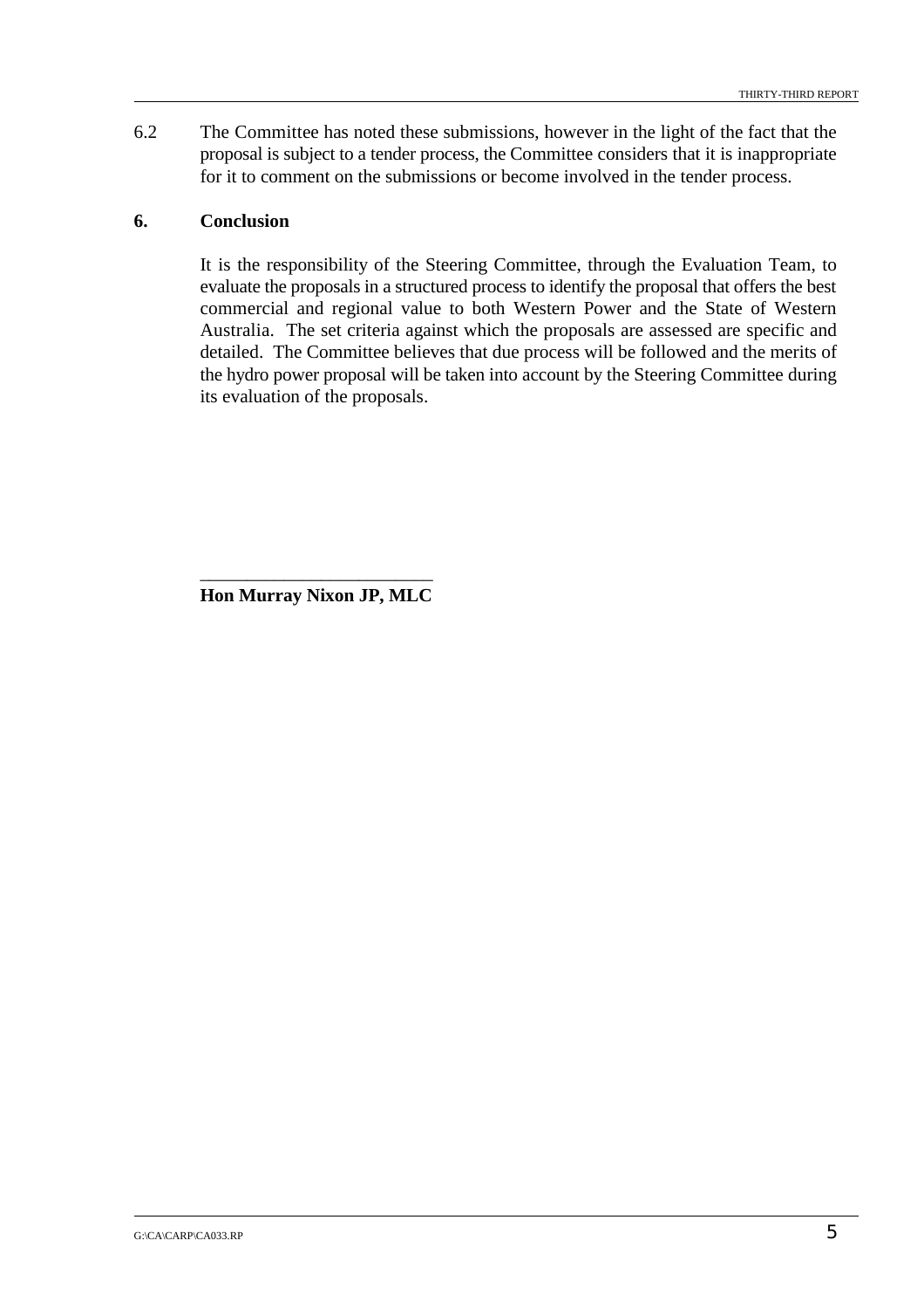6.2 The Committee has noted these submissions, however in the light of the fact that the proposal is subject to a tender process, the Committee considers that it is inappropriate for it to comment on the submissions or become involved in the tender process.

## 6. Conclusion

It is the responsibility of the Steering Committee, through the Evaluation Team, to evaluate the proposals in a structured process to identify the proposal that offers the best commercial and regional value to both Western Power and the State of Western Australia. The set criteria against which the proposals are assessed are specific and detailed. The Committee believes that due process will be followed and the merits of the hydro power proposal will be taken into account by the Steering Committee during its evaluation of the proposals.

\_\_\_\_\_\_\_\_\_\_\_\_\_\_\_\_\_\_\_\_\_\_\_\_\_\_

**Hon Murray Nixon JP, MLC**